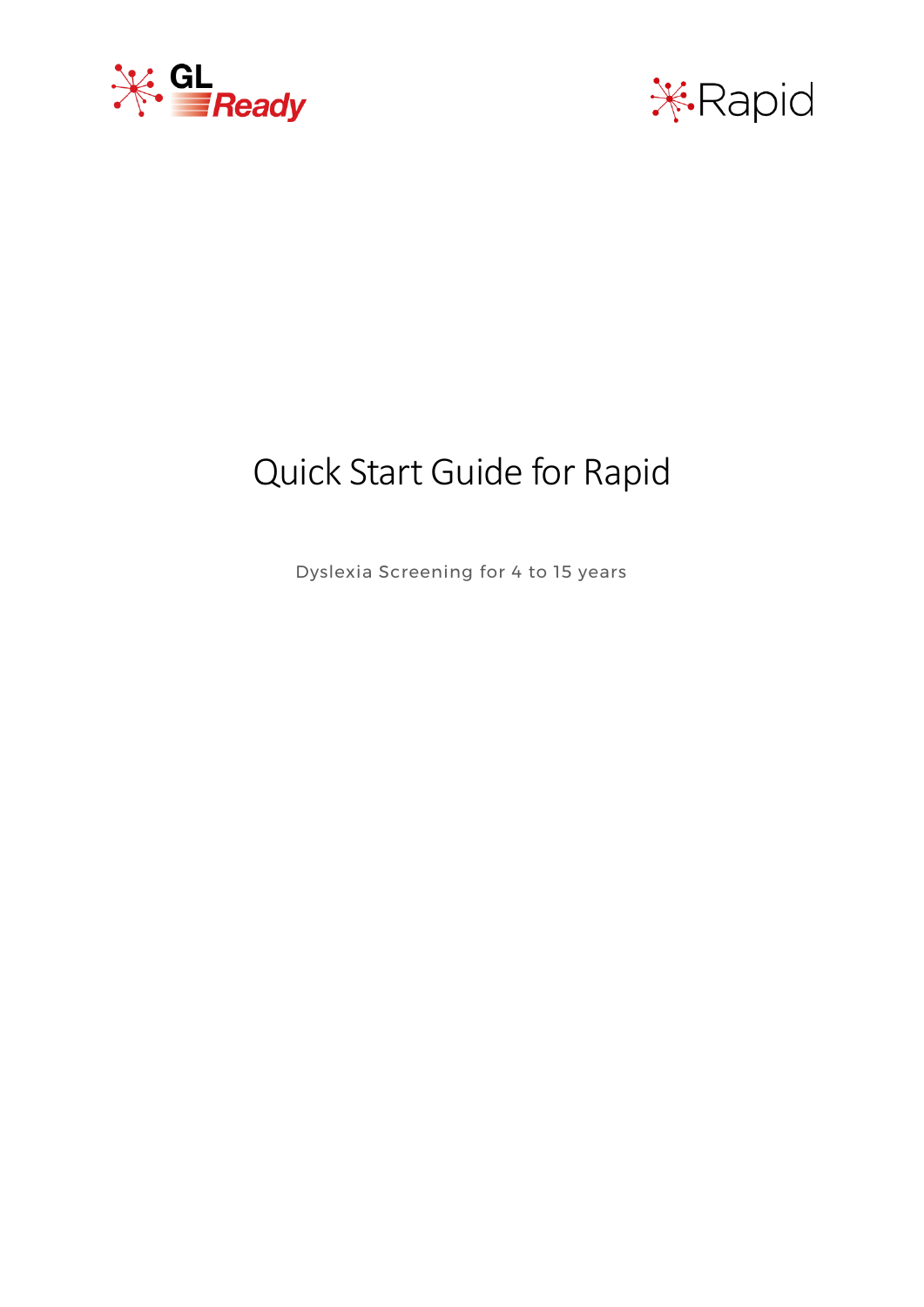GL Ready

Rapid

# Quick Start Guide for Rapid

Dyslexia Screening for 4 to 15 years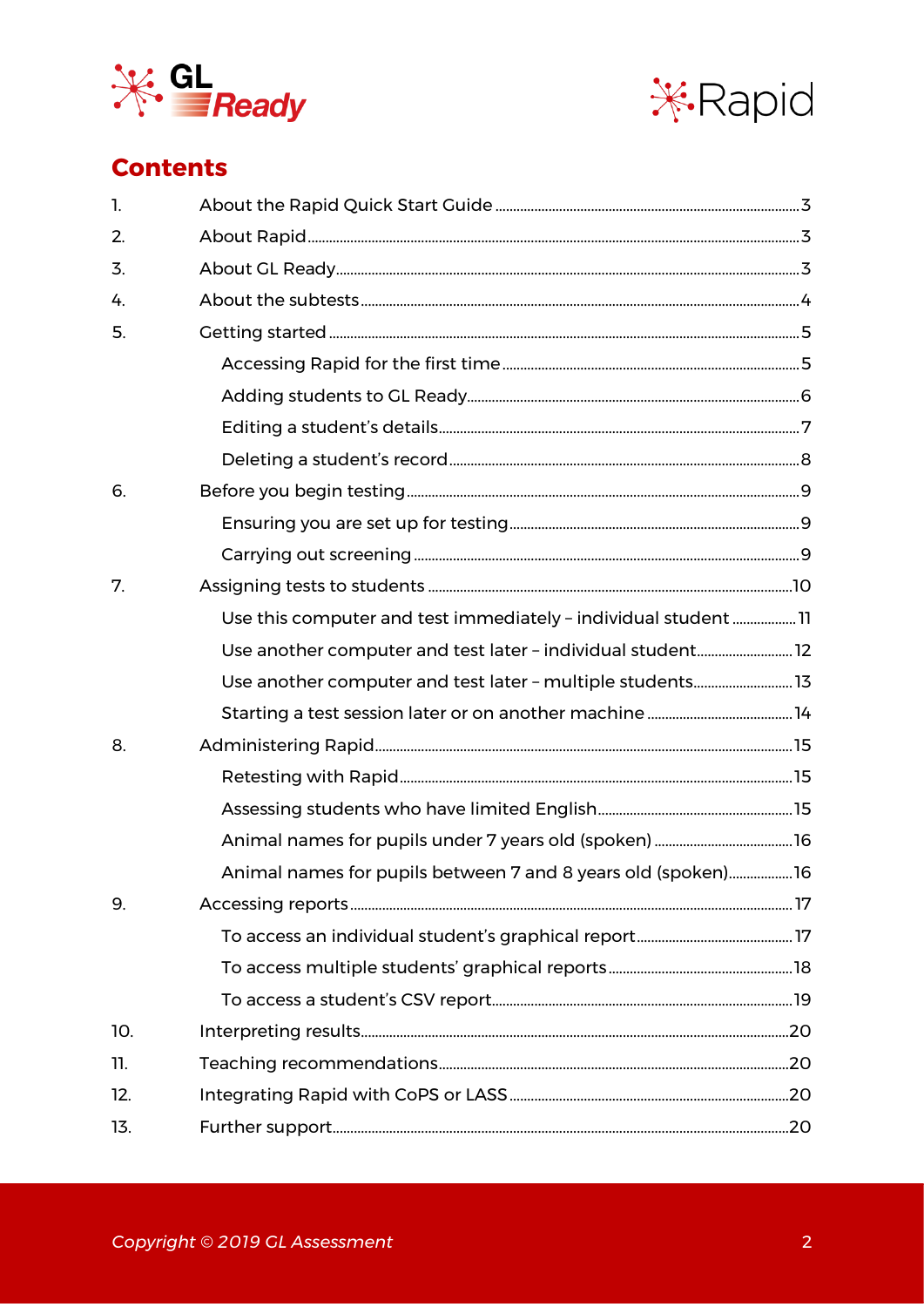## Contents

1. About the Rapid Quick Start Guide ........ 3
2. About Rapid ........ 3
3. About GL Ready ........ 3
4. About the subtests ........ 4
5. Getting started ........ 5
   - Accessing Rapid for the first time ........ 5
   - Adding students to GL Ready ........ 6
   - Editing a student's details ........ 7
   - Deleting a student's record ........ 8
6. Before you begin testing ........ 9
   - Ensuring you are set up for testing ........ 9
   - Carrying out screening ........ 9
7. Assigning tests to students ........ 10
   - Use this computer and test immediately – individual student ........ 11
   - Use another computer and test later – individual student ........ 12
   - Use another computer and test later – multiple students ........ 13
   - Starting a test session later or on another machine ........ 14
8. Administering Rapid ........ 15
   - Retesting with Rapid ........ 15
   - Assessing students who have limited English ........ 15
   - Animal names for pupils under 7 years old (spoken) ........ 16
   - Animal names for pupils between 7 and 8 years old (spoken) ........ 16
9. Accessing reports ........ 17
   - To access an individual student's graphical report ........ 17
   - To access multiple students' graphical reports ........ 18
   - To access a student's CSV report ........ 19
10. Interpreting results ........ 20
11. Teaching recommendations ........ 20
12. Integrating Rapid with CoPS or LASS ........ 20
13. Further support ........ 20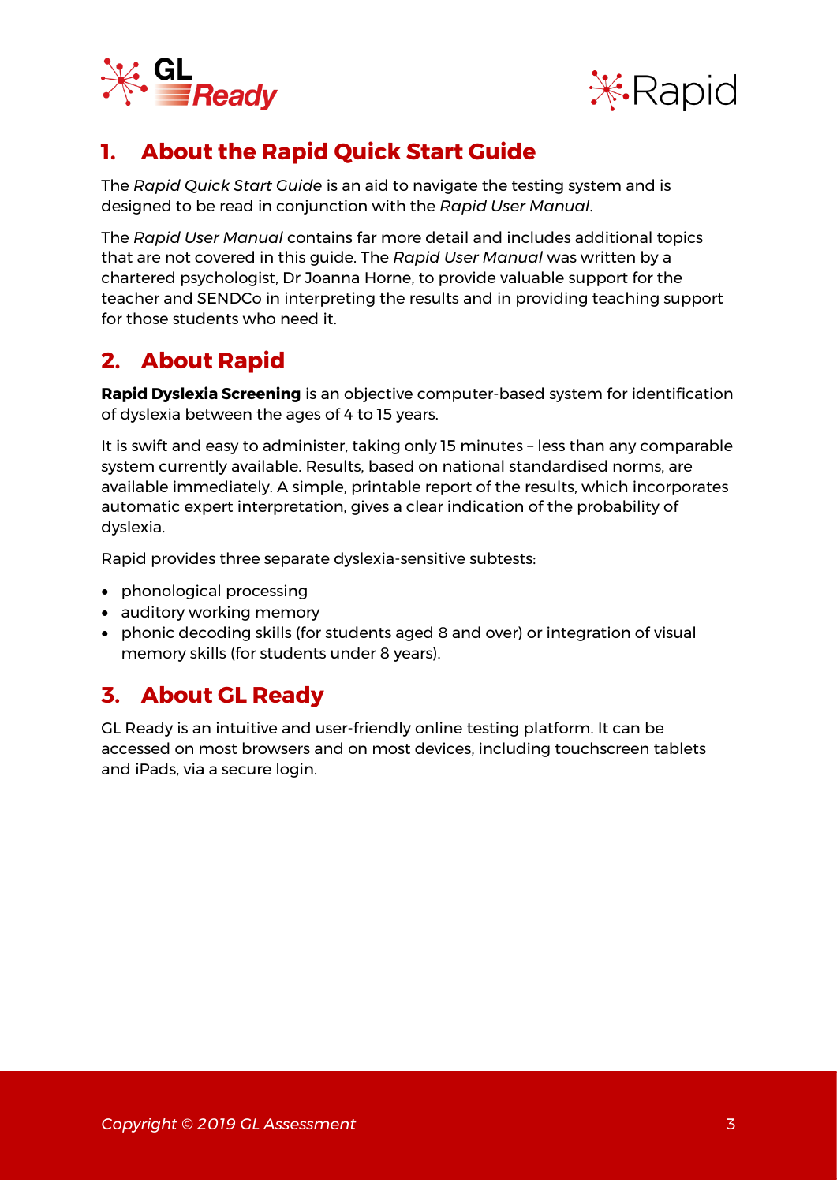## 1. About the Rapid Quick Start Guide

The *Rapid Quick Start Guide* is an aid to navigate the testing system and is designed to be read in conjunction with the *Rapid User Manual*.

The *Rapid User Manual* contains far more detail and includes additional topics that are not covered in this guide. The *Rapid User Manual* was written by a chartered psychologist, Dr Joanna Horne, to provide valuable support for the teacher and SENDCo in interpreting the results and in providing teaching support for those students who need it.

## 2. About Rapid

**Rapid Dyslexia Screening** is an objective computer-based system for identification of dyslexia between the ages of 4 to 15 years.

It is swift and easy to administer, taking only 15 minutes – less than any comparable system currently available. Results, based on national standardised norms, are available immediately. A simple, printable report of the results, which incorporates automatic expert interpretation, gives a clear indication of the probability of dyslexia.

Rapid provides three separate dyslexia-sensitive subtests:

- phonological processing
- auditory working memory
- phonic decoding skills (for students aged 8 and over) or integration of visual memory skills (for students under 8 years).

## 3. About GL Ready

GL Ready is an intuitive and user-friendly online testing platform. It can be accessed on most browsers and on most devices, including touchscreen tablets and iPads, via a secure login.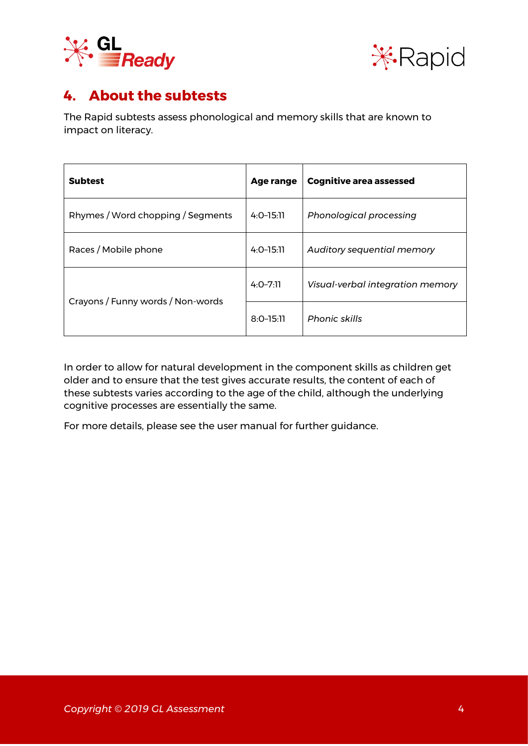## 4. About the subtests

The Rapid subtests assess phonological and memory skills that are known to impact on literacy.

| Subtest | Age range | Cognitive area assessed |
|---|---|---|
| Rhymes / Word chopping / Segments | 4:0–15:11 | *Phonological processing* |
| Races / Mobile phone | 4:0–15:11 | *Auditory sequential memory* |
| Crayons / Funny words / Non-words | 4:0–7:11 | *Visual-verbal integration memory* |
| | 8:0–15:11 | *Phonic skills* |

In order to allow for natural development in the component skills as children get older and to ensure that the test gives accurate results, the content of each of these subtests varies according to the age of the child, although the underlying cognitive processes are essentially the same.

For more details, please see the user manual for further guidance.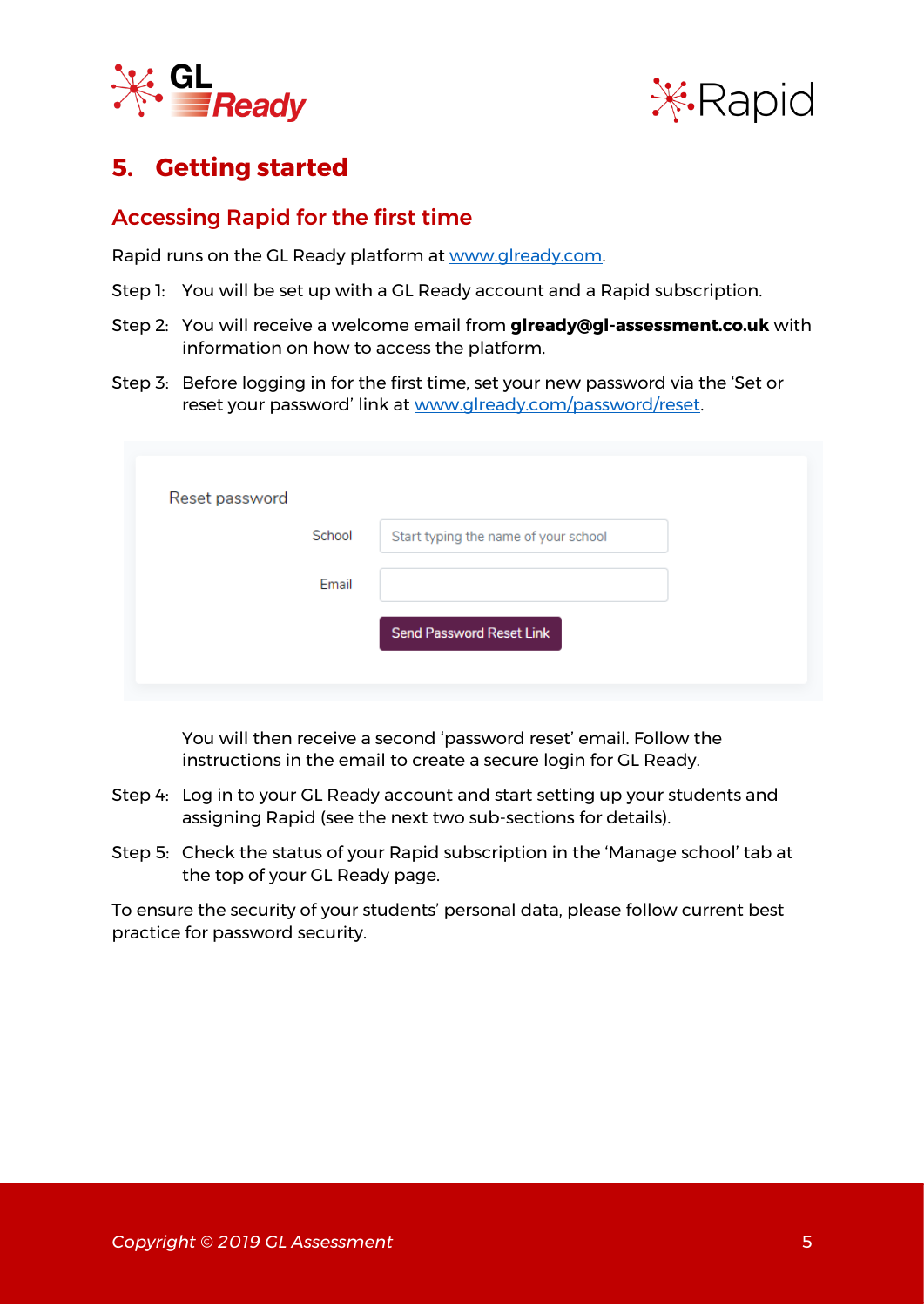## 5. Getting started

### Accessing Rapid for the first time

Rapid runs on the GL Ready platform at [www.glready.com](http://www.glready.com).

Step 1: You will be set up with a GL Ready account and a Rapid subscription.

Step 2: You will receive a welcome email from **glready@gl-assessment.co.uk** with information on how to access the platform.

Step 3: Before logging in for the first time, set your new password via the 'Set or reset your password' link at [www.glready.com/password/reset](http://www.glready.com/password/reset).

Reset password

School: Start typing the name of your school

Email:

Send Password Reset Link

You will then receive a second 'password reset' email. Follow the instructions in the email to create a secure login for GL Ready.

Step 4: Log in to your GL Ready account and start setting up your students and assigning Rapid (see the next two sub-sections for details).

Step 5: Check the status of your Rapid subscription in the 'Manage school' tab at the top of your GL Ready page.

To ensure the security of your students' personal data, please follow current best practice for password security.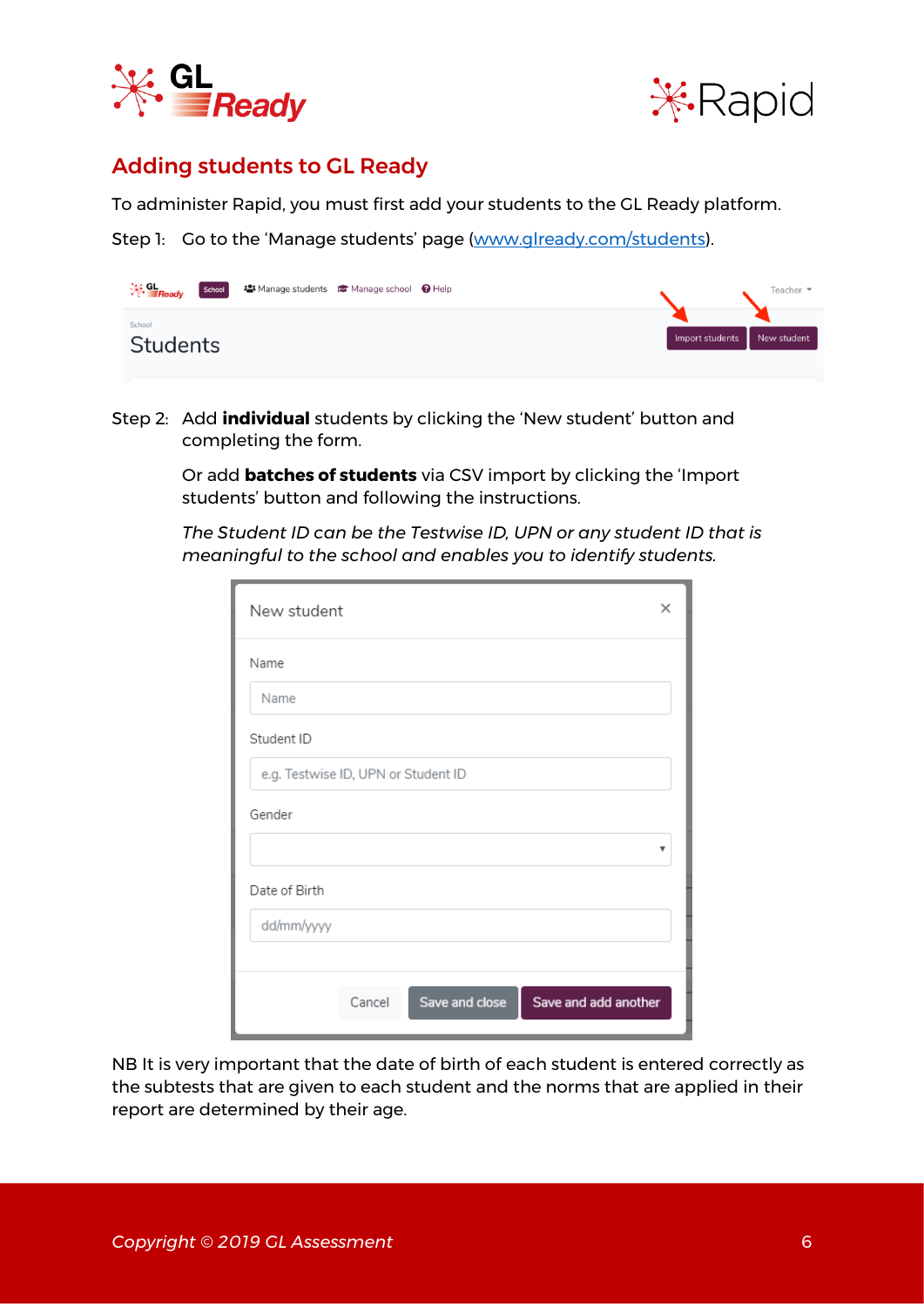## Adding students to GL Ready

To administer Rapid, you must first add your students to the GL Ready platform.

Step 1: Go to the 'Manage students' page ([www.glready.com/students](www.glready.com/students)).

Step 2: Add **individual** students by clicking the 'New student' button and completing the form.

Or add **batches of students** via CSV import by clicking the 'Import students' button and following the instructions.

*The Student ID can be the Testwise ID, UPN or any student ID that is meaningful to the school and enables you to identify students.*

NB It is very important that the date of birth of each student is entered correctly as the subtests that are given to each student and the norms that are applied in their report are determined by their age.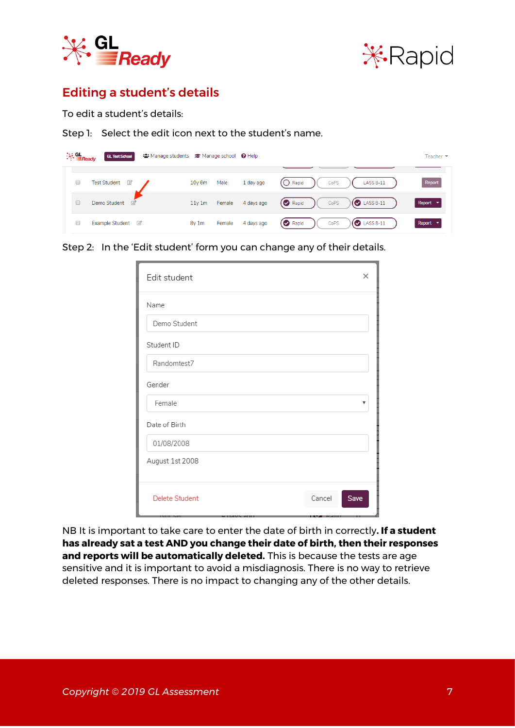## Editing a student's details

To edit a student's details:

Step 1: Select the edit icon next to the student's name.

Step 2: In the 'Edit student' form you can change any of their details.

NB It is important to take care to enter the date of birth in correctly. **If a student has already sat a test AND you change their date of birth, then their responses and reports will be automatically deleted.** This is because the tests are age sensitive and it is important to avoid a misdiagnosis. There is no way to retrieve deleted responses. There is no impact to changing any of the other details.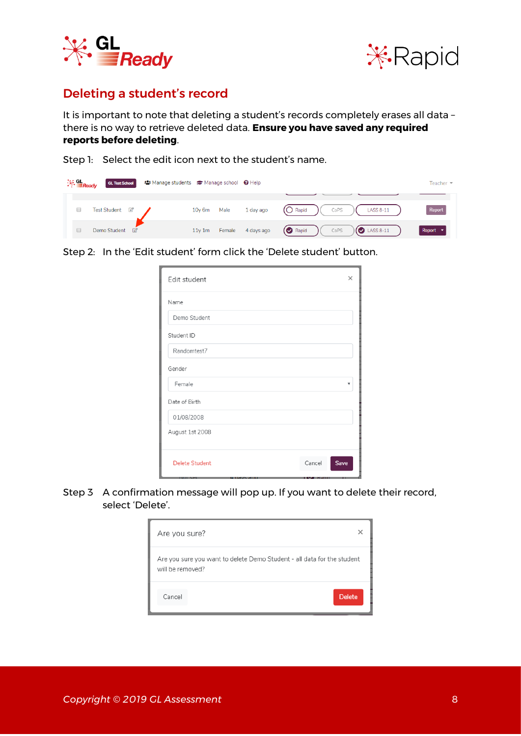## Deleting a student's record

It is important to note that deleting a student's records completely erases all data – there is no way to retrieve deleted data. **Ensure you have saved any required reports before deleting**.

Step 1: Select the edit icon next to the student's name.

Step 2: In the 'Edit student' form click the 'Delete student' button.

Step 3 A confirmation message will pop up. If you want to delete their record, select 'Delete'.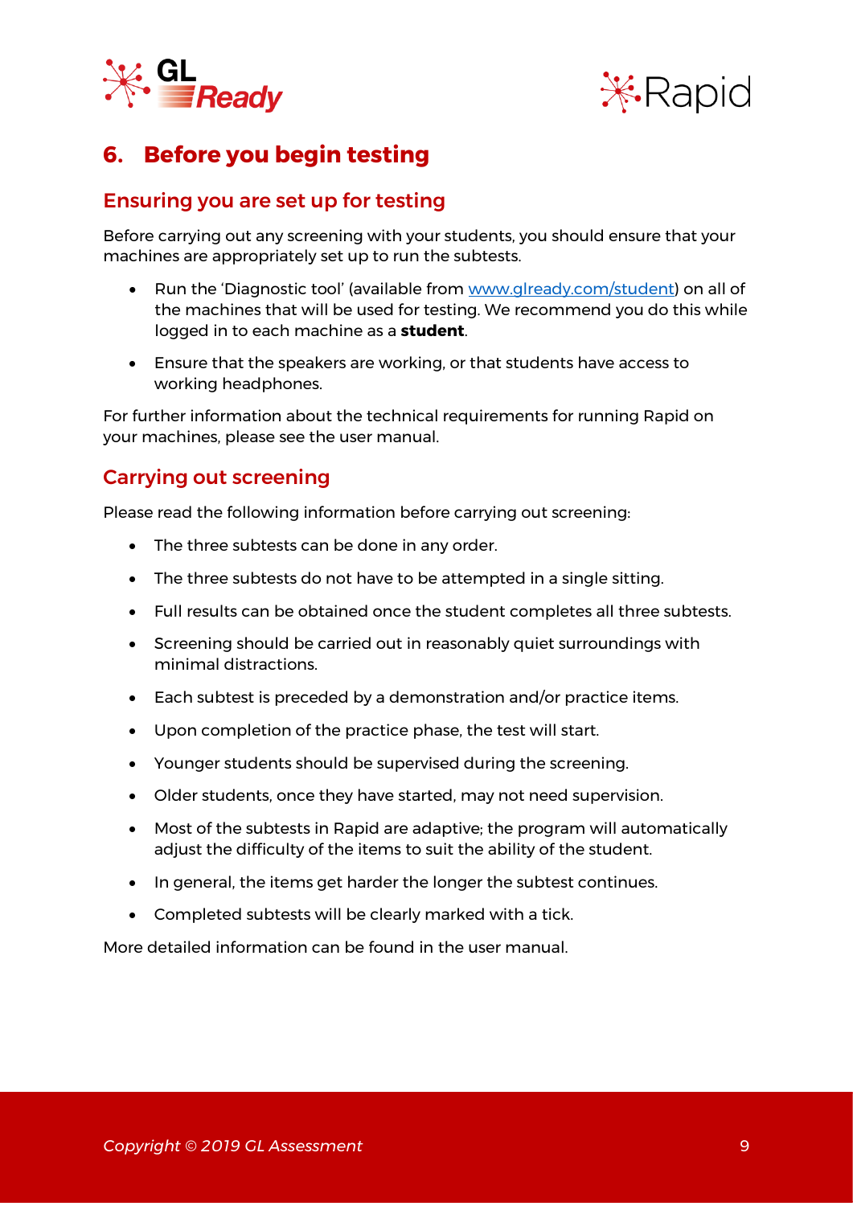# 6. Before you begin testing

## Ensuring you are set up for testing

Before carrying out any screening with your students, you should ensure that your machines are appropriately set up to run the subtests.

- Run the 'Diagnostic tool' (available from [www.glready.com/student](www.glready.com/student)) on all of the machines that will be used for testing. We recommend you do this while logged in to each machine as a **student**.
- Ensure that the speakers are working, or that students have access to working headphones.

For further information about the technical requirements for running Rapid on your machines, please see the user manual.

## Carrying out screening

Please read the following information before carrying out screening:

- The three subtests can be done in any order.
- The three subtests do not have to be attempted in a single sitting.
- Full results can be obtained once the student completes all three subtests.
- Screening should be carried out in reasonably quiet surroundings with minimal distractions.
- Each subtest is preceded by a demonstration and/or practice items.
- Upon completion of the practice phase, the test will start.
- Younger students should be supervised during the screening.
- Older students, once they have started, may not need supervision.
- Most of the subtests in Rapid are adaptive; the program will automatically adjust the difficulty of the items to suit the ability of the student.
- In general, the items get harder the longer the subtest continues.
- Completed subtests will be clearly marked with a tick.

More detailed information can be found in the user manual.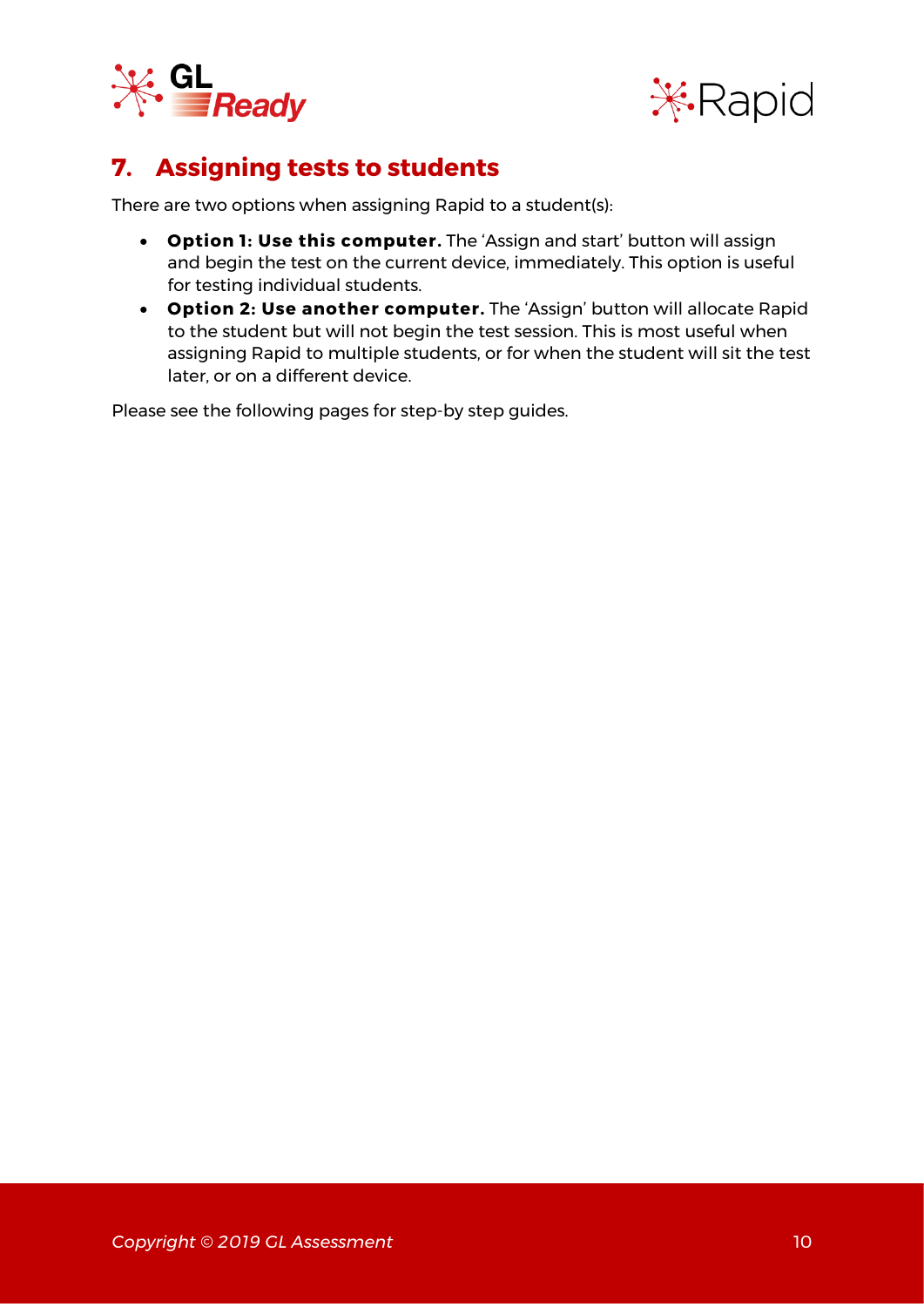## 7. Assigning tests to students

There are two options when assigning Rapid to a student(s):

- **Option 1: Use this computer.** The 'Assign and start' button will assign and begin the test on the current device, immediately. This option is useful for testing individual students.
- **Option 2: Use another computer.** The 'Assign' button will allocate Rapid to the student but will not begin the test session. This is most useful when assigning Rapid to multiple students, or for when the student will sit the test later, or on a different device.

Please see the following pages for step-by step guides.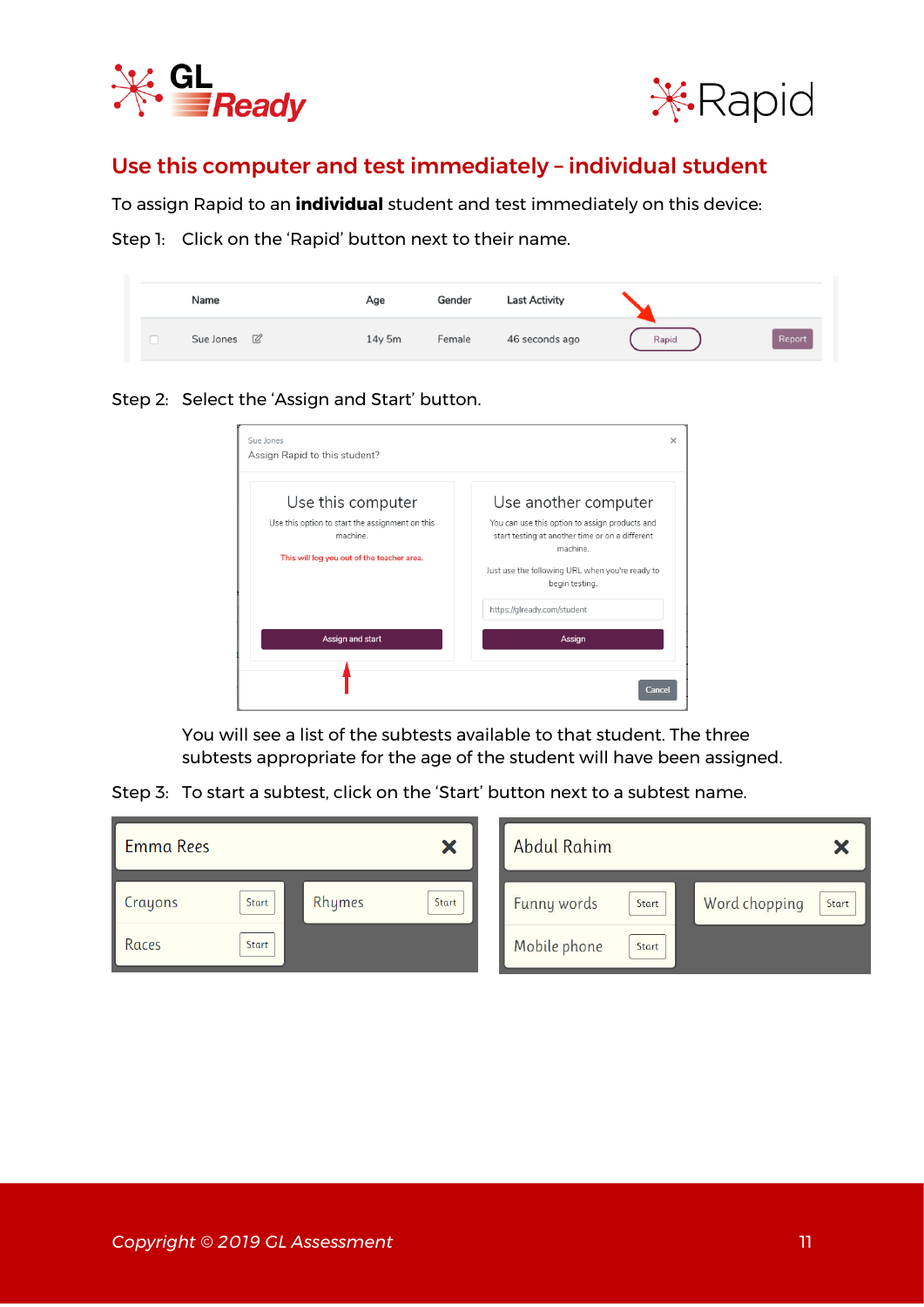## Use this computer and test immediately – individual student

To assign Rapid to an **individual** student and test immediately on this device:

Step 1: Click on the 'Rapid' button next to their name.

| Name | Age | Gender | Last Activity | | |
|---|---|---|---|---|---|
| Sue Jones | 14y 5m | Female | 46 seconds ago | Rapid | Report |

Step 2: Select the 'Assign and Start' button.

Sue Jones
Assign Rapid to this student?

**Use this computer**
Use this option to start the assignment on this machine.
This will log you out of the teacher area.
Assign and start

**Use another computer**
You can use this option to assign products and start testing at another time or on a different machine.
Just use the following URL when you're ready to begin testing.
https://glready.com/student
Assign

Cancel

You will see a list of the subtests available to that student. The three subtests appropriate for the age of the student will have been assigned.

Step 3: To start a subtest, click on the 'Start' button next to a subtest name.

Emma Rees
- Crayons — Start
- Rhymes — Start
- Races — Start

Abdul Rahim
- Funny words — Start
- Word chopping — Start
- Mobile phone — Start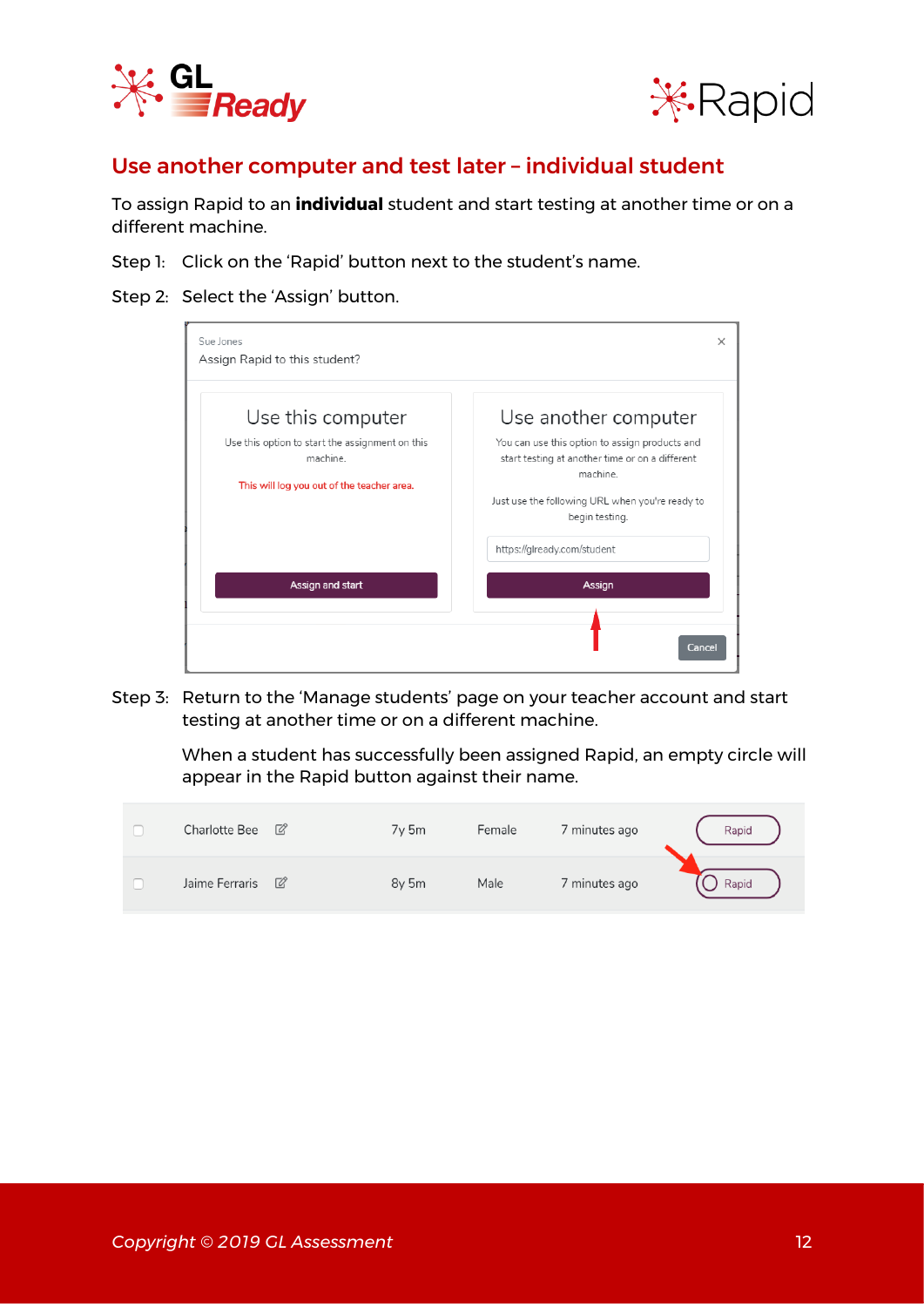## Use another computer and test later – individual student

To assign Rapid to an **individual** student and start testing at another time or on a different machine.

Step 1: Click on the 'Rapid' button next to the student's name.

Step 2: Select the 'Assign' button.

Sue Jones
Assign Rapid to this student?

**Use this computer**

Use this option to start the assignment on this machine.

This will log you out of the teacher area.

Assign and start

**Use another computer**

You can use this option to assign products and start testing at another time or on a different machine.

Just use the following URL when you're ready to begin testing.

https://glready.com/student

Assign

Cancel

Step 3: Return to the 'Manage students' page on your teacher account and start testing at another time or on a different machine.

When a student has successfully been assigned Rapid, an empty circle will appear in the Rapid button against their name.

| | | | | | |
|---|---|---|---|---|---|
| ☐ | Charlotte Bee | 7y 5m | Female | 7 minutes ago | Rapid |
| ☐ | Jaime Ferraris | 8y 5m | Male | 7 minutes ago | ○ Rapid |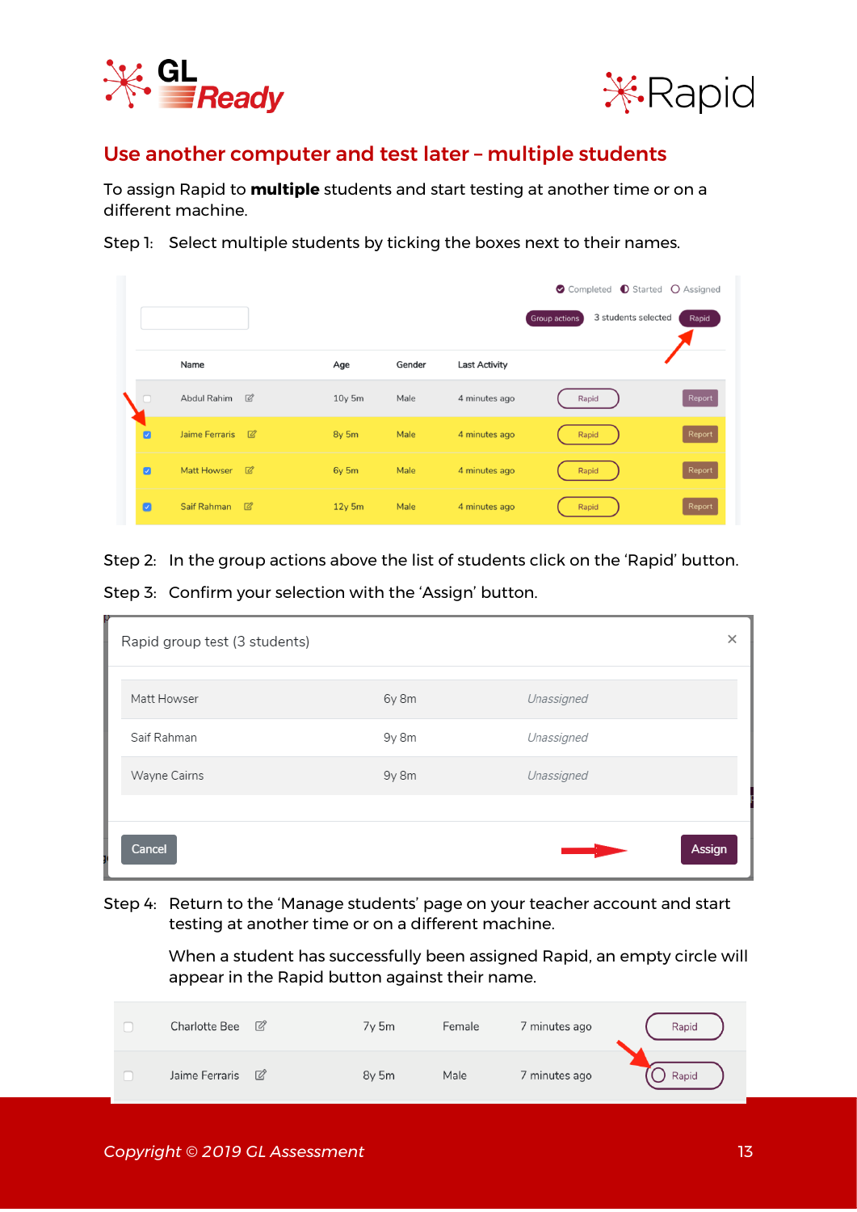## Use another computer and test later – multiple students

To assign Rapid to **multiple** students and start testing at another time or on a different machine.

Step 1: Select multiple students by ticking the boxes next to their names.

Step 2: In the group actions above the list of students click on the 'Rapid' button.

Step 3: Confirm your selection with the 'Assign' button.

Step 4: Return to the 'Manage students' page on your teacher account and start testing at another time or on a different machine.

When a student has successfully been assigned Rapid, an empty circle will appear in the Rapid button against their name.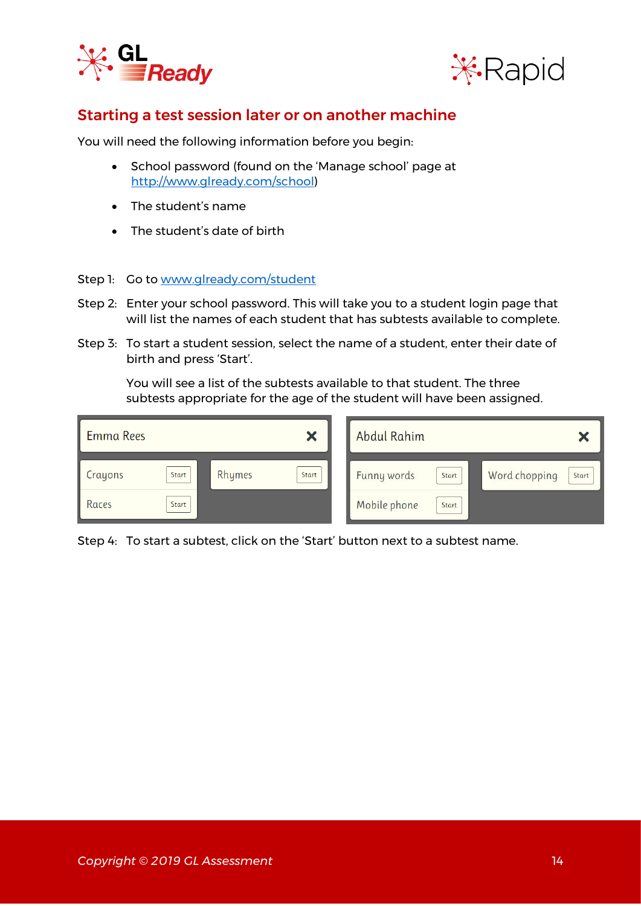## Starting a test session later or on another machine

You will need the following information before you begin:

- School password (found on the 'Manage school' page at http://www.glready.com/school)
- The student's name
- The student's date of birth

Step 1: Go to www.glready.com/student

Step 2: Enter your school password. This will take you to a student login page that will list the names of each student that has subtests available to complete.

Step 3: To start a student session, select the name of a student, enter their date of birth and press 'Start'.

You will see a list of the subtests available to that student. The three subtests appropriate for the age of the student will have been assigned.

Emma Rees ✕

Crayons Start | Rhymes Start
Races Start

Abdul Rahim ✕

Funny words Start | Word chopping Start
Mobile phone Start

Step 4: To start a subtest, click on the 'Start' button next to a subtest name.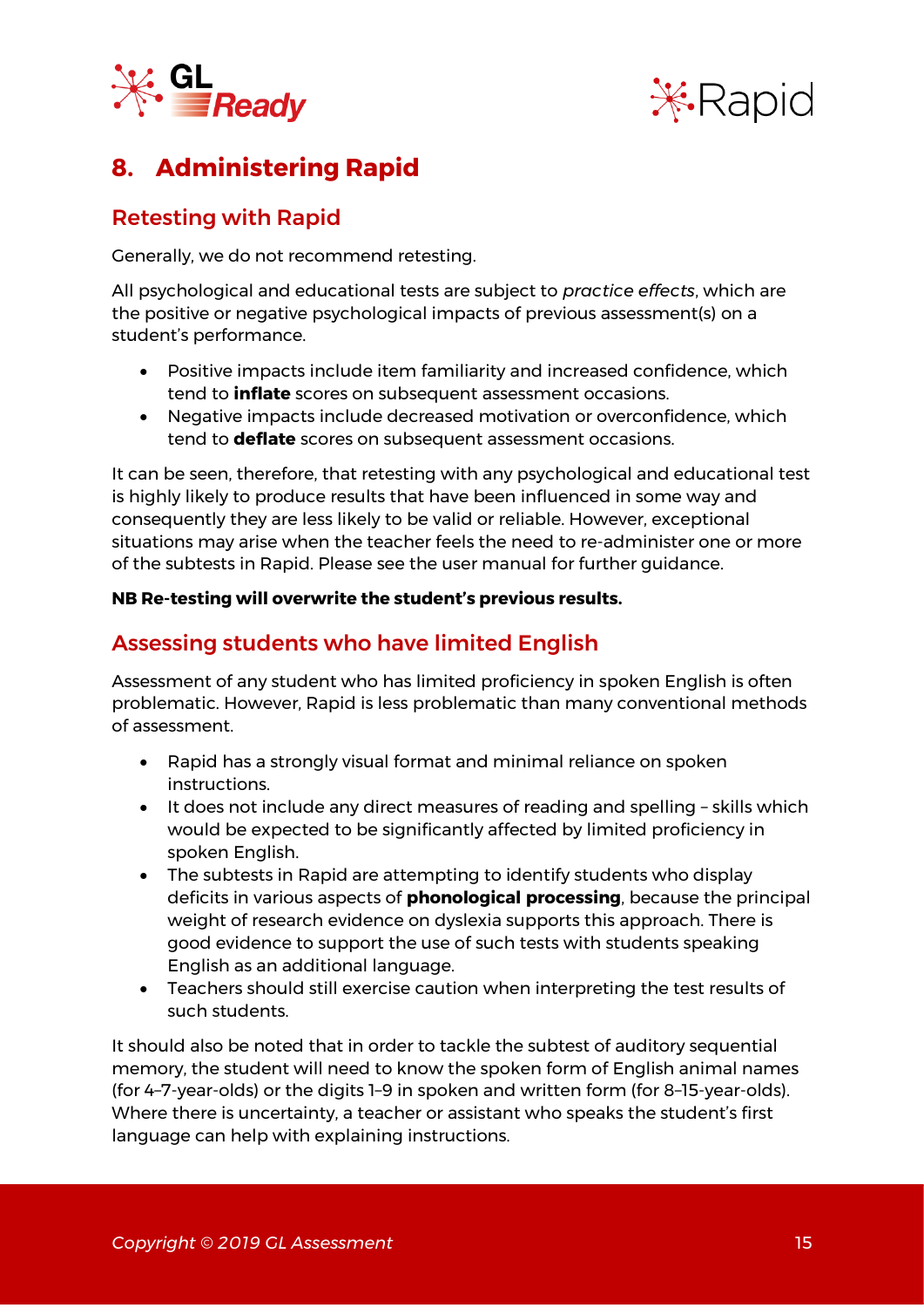# 8. Administering Rapid

## Retesting with Rapid

Generally, we do not recommend retesting.

All psychological and educational tests are subject to *practice effects*, which are the positive or negative psychological impacts of previous assessment(s) on a student's performance.

- Positive impacts include item familiarity and increased confidence, which tend to **inflate** scores on subsequent assessment occasions.
- Negative impacts include decreased motivation or overconfidence, which tend to **deflate** scores on subsequent assessment occasions.

It can be seen, therefore, that retesting with any psychological and educational test is highly likely to produce results that have been influenced in some way and consequently they are less likely to be valid or reliable. However, exceptional situations may arise when the teacher feels the need to re-administer one or more of the subtests in Rapid. Please see the user manual for further guidance.

**NB Re-testing will overwrite the student's previous results.**

## Assessing students who have limited English

Assessment of any student who has limited proficiency in spoken English is often problematic. However, Rapid is less problematic than many conventional methods of assessment.

- Rapid has a strongly visual format and minimal reliance on spoken instructions.
- It does not include any direct measures of reading and spelling – skills which would be expected to be significantly affected by limited proficiency in spoken English.
- The subtests in Rapid are attempting to identify students who display deficits in various aspects of **phonological processing**, because the principal weight of research evidence on dyslexia supports this approach. There is good evidence to support the use of such tests with students speaking English as an additional language.
- Teachers should still exercise caution when interpreting the test results of such students.

It should also be noted that in order to tackle the subtest of auditory sequential memory, the student will need to know the spoken form of English animal names (for 4–7-year-olds) or the digits 1–9 in spoken and written form (for 8–15-year-olds). Where there is uncertainty, a teacher or assistant who speaks the student's first language can help with explaining instructions.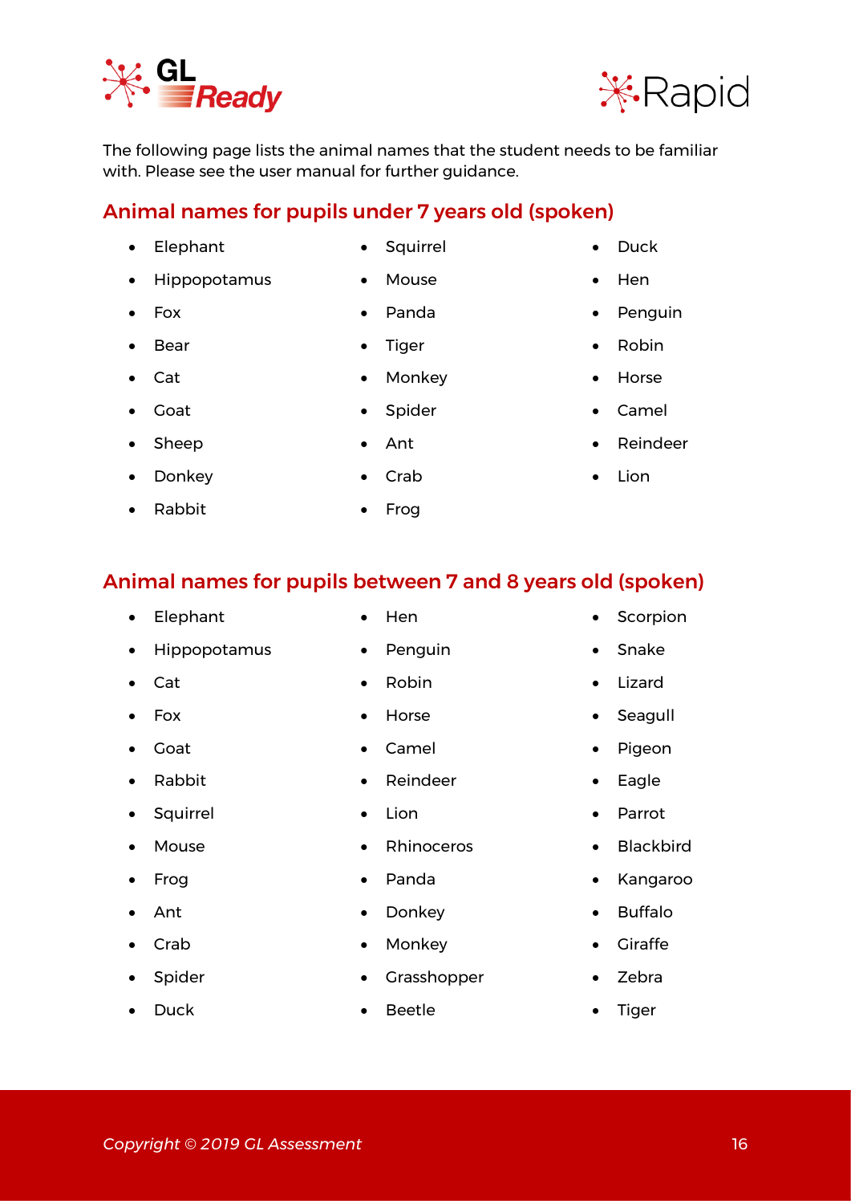The following page lists the animal names that the student needs to be familiar with. Please see the user manual for further guidance.

## Animal names for pupils under 7 years old (spoken)

- Elephant
- Hippopotamus
- Fox
- Bear
- Cat
- Goat
- Sheep
- Donkey
- Rabbit
- Squirrel
- Mouse
- Panda
- Tiger
- Monkey
- Spider
- Ant
- Crab
- Frog
- Duck
- Hen
- Penguin
- Robin
- Horse
- Camel
- Reindeer
- Lion

## Animal names for pupils between 7 and 8 years old (spoken)

- Elephant
- Hippopotamus
- Cat
- Fox
- Goat
- Rabbit
- Squirrel
- Mouse
- Frog
- Ant
- Crab
- Spider
- Duck
- Hen
- Penguin
- Robin
- Horse
- Camel
- Reindeer
- Lion
- Rhinoceros
- Panda
- Donkey
- Monkey
- Grasshopper
- Beetle
- Scorpion
- Snake
- Lizard
- Seagull
- Pigeon
- Eagle
- Parrot
- Blackbird
- Kangaroo
- Buffalo
- Giraffe
- Zebra
- Tiger

*Copyright © 2019 GL Assessment*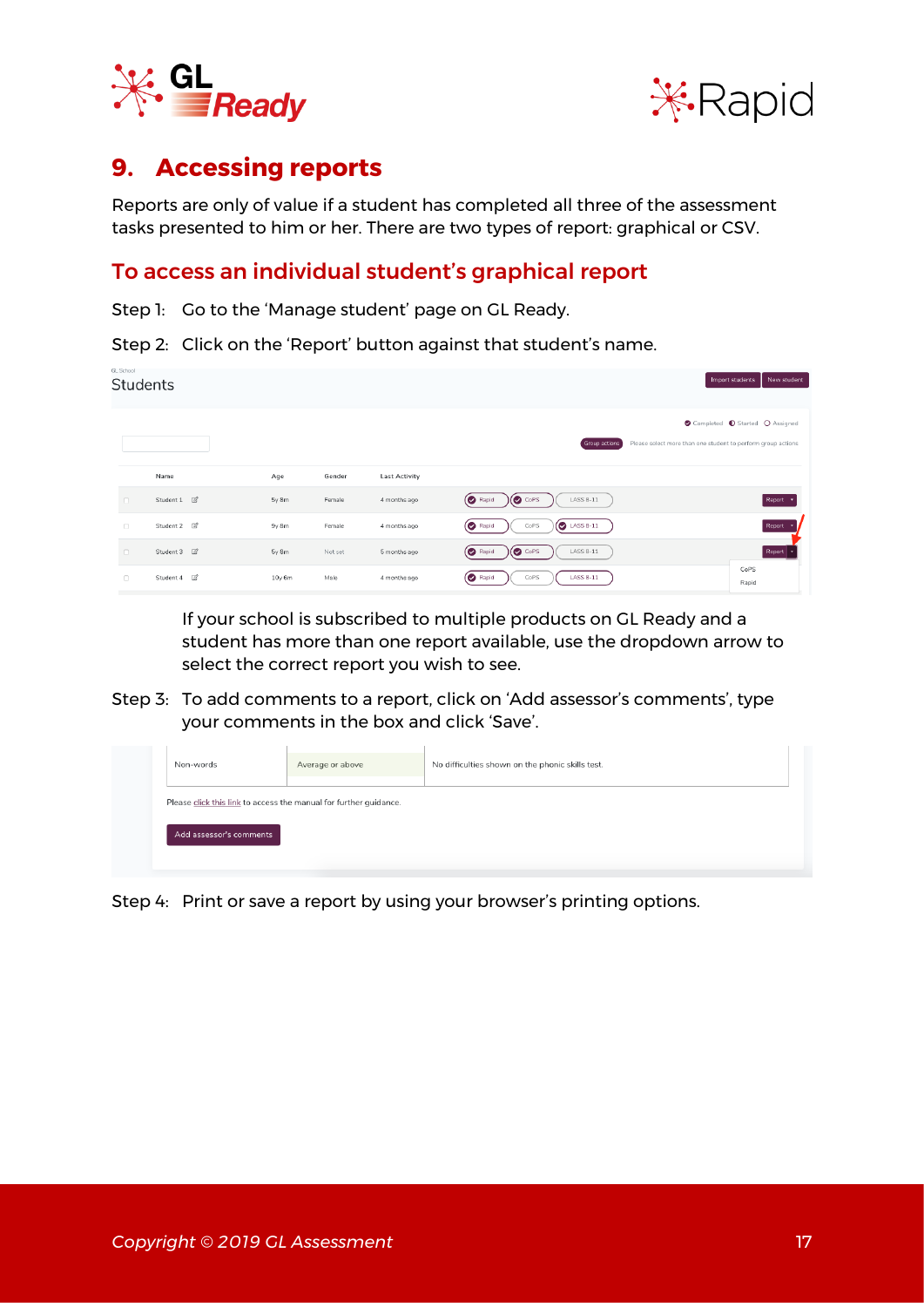# 9. Accessing reports

Reports are only of value if a student has completed all three of the assessment tasks presented to him or her. There are two types of report: graphical or CSV.

## To access an individual student's graphical report

Step 1: Go to the 'Manage student' page on GL Ready.

Step 2: Click on the 'Report' button against that student's name.

If your school is subscribed to multiple products on GL Ready and a student has more than one report available, use the dropdown arrow to select the correct report you wish to see.

Step 3: To add comments to a report, click on 'Add assessor's comments', type your comments in the box and click 'Save'.

Step 4: Print or save a report by using your browser's printing options.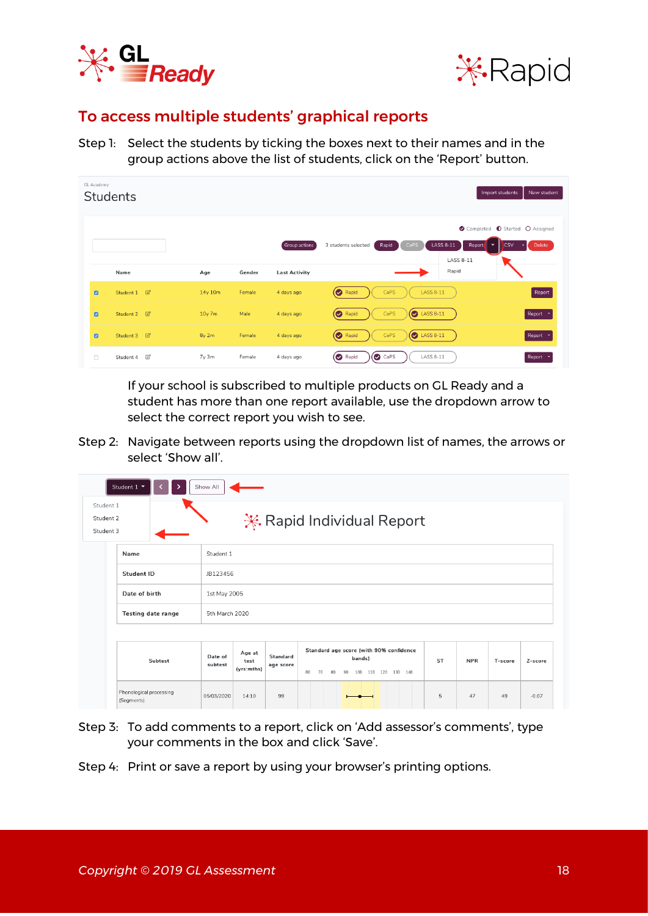## To access multiple students' graphical reports

Step 1: Select the students by ticking the boxes next to their names and in the group actions above the list of students, click on the 'Report' button.

If your school is subscribed to multiple products on GL Ready and a student has more than one report available, use the dropdown arrow to select the correct report you wish to see.

Step 2: Navigate between reports using the dropdown list of names, the arrows or select 'Show all'.

Step 3: To add comments to a report, click on 'Add assessor's comments', type your comments in the box and click 'Save'.

Step 4: Print or save a report by using your browser's printing options.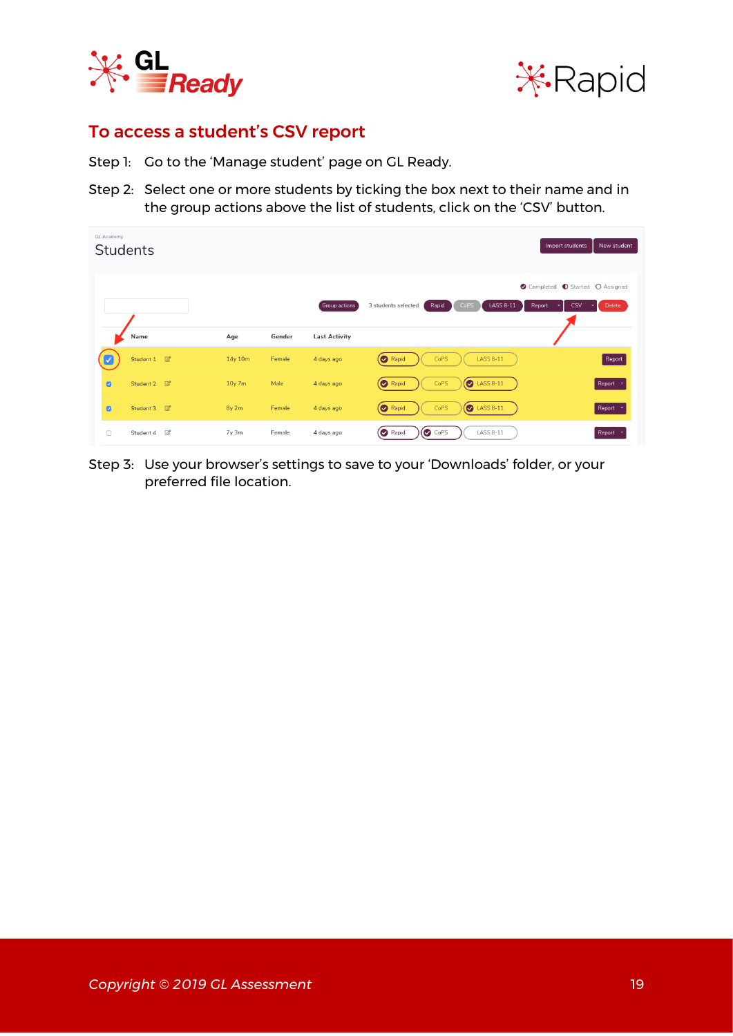## To access a student's CSV report

Step 1: Go to the 'Manage student' page on GL Ready.

Step 2: Select one or more students by ticking the box next to their name and in the group actions above the list of students, click on the 'CSV' button.

Step 3: Use your browser's settings to save to your 'Downloads' folder, or your preferred file location.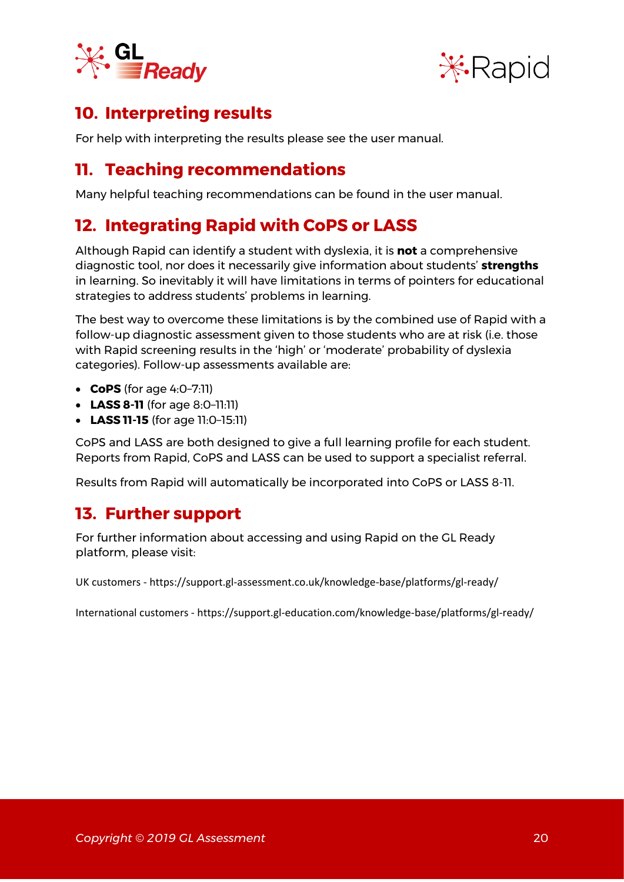## 10. Interpreting results

For help with interpreting the results please see the user manual.

## 11. Teaching recommendations

Many helpful teaching recommendations can be found in the user manual.

## 12. Integrating Rapid with CoPS or LASS

Although Rapid can identify a student with dyslexia, it is **not** a comprehensive diagnostic tool, nor does it necessarily give information about students' **strengths** in learning. So inevitably it will have limitations in terms of pointers for educational strategies to address students' problems in learning.

The best way to overcome these limitations is by the combined use of Rapid with a follow-up diagnostic assessment given to those students who are at risk (i.e. those with Rapid screening results in the 'high' or 'moderate' probability of dyslexia categories). Follow-up assessments available are:

- **CoPS** (for age 4:0–7:11)
- **LASS 8-11** (for age 8:0–11:11)
- **LASS 11-15** (for age 11:0–15:11)

CoPS and LASS are both designed to give a full learning profile for each student. Reports from Rapid, CoPS and LASS can be used to support a specialist referral.

Results from Rapid will automatically be incorporated into CoPS or LASS 8-11.

## 13. Further support

For further information about accessing and using Rapid on the GL Ready platform, please visit:

UK customers - https://support.gl-assessment.co.uk/knowledge-base/platforms/gl-ready/

International customers - https://support.gl-education.com/knowledge-base/platforms/gl-ready/